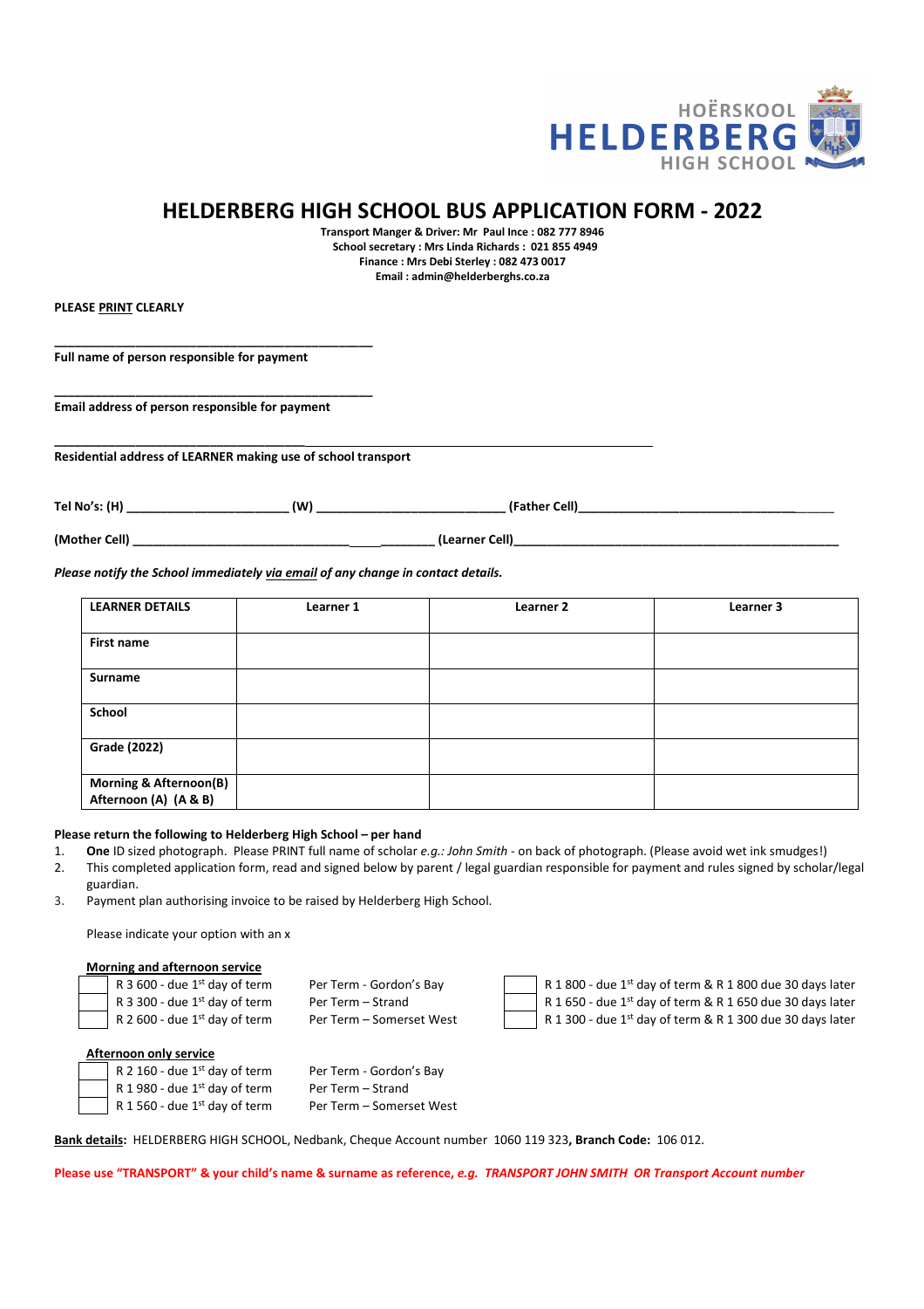HOËRSKOOL HELDERBERG HIGH SCHOOL

# HELDERBERG HIGH SCHOOL BUS APPLICATION FORM - 2022

**Transport Manger & Driver: Mr Paul Ince : 082 777 8946**
**School secretary : Mrs Linda Richards : 021 855 4949**
**Finance : Mrs Debi Sterley : 082 473 0017**
**Email : admin@helderberghs.co.za**

**PLEASE PRINT CLEARLY**

______________________________________________

**Full name of person responsible for payment**

______________________________________________

**Email address of person responsible for payment**

______________________________________________________________________________________

**Residential address of LEARNER making use of school transport**

**Tel No's: (H)** ______________________ **(W)** __________________________ **(Father Cell)**_______________________________

**(Mother Cell)** ________________________________________ **(Learner Cell)**______________________________________________

***Please notify the School immediately via email of any change in contact details.***

| LEARNER DETAILS | Learner 1 | Learner 2 | Learner 3 |
|---|---|---|---|
| First name | | | |
| Surname | | | |
| School | | | |
| Grade (2022) | | | |
| Morning & Afternoon(B) Afternoon (A) (A & B) | | | |

**Please return the following to Helderberg High School – per hand**

1. **One** ID sized photograph. Please PRINT full name of scholar *e.g.: John Smith* - on back of photograph. (Please avoid wet ink smudges!)
2. This completed application form, read and signed below by parent / legal guardian responsible for payment and rules signed by scholar/legal guardian.
3. Payment plan authorising invoice to be raised by Helderberg High School.

Please indicate your option with an x

**Morning and afternoon service**

| | | | | |
|---|---|---|---|---|
| [ ] | R 3 600 - due 1st day of term | Per Term - Gordon's Bay | [ ] | R 1 800 - due 1st day of term & R 1 800 due 30 days later |
| [ ] | R 3 300 - due 1st day of term | Per Term – Strand | [ ] | R 1 650 - due 1st day of term & R 1 650 due 30 days later |
| [ ] | R 2 600 - due 1st day of term | Per Term – Somerset West | [ ] | R 1 300 - due 1st day of term & R 1 300 due 30 days later |

**Afternoon only service**

| | | |
|---|---|---|
| [ ] | R 2 160 - due 1st day of term | Per Term - Gordon's Bay |
| [ ] | R 1 980 - due 1st day of term | Per Term – Strand |
| [ ] | R 1 560 - due 1st day of term | Per Term – Somerset West |

**Bank details:** HELDERBERG HIGH SCHOOL, Nedbank, Cheque Account number 1060 119 323**, Branch Code:** 106 012.

**Please use "TRANSPORT" & your child's name & surname as reference, *e.g. TRANSPORT JOHN SMITH OR Transport Account number***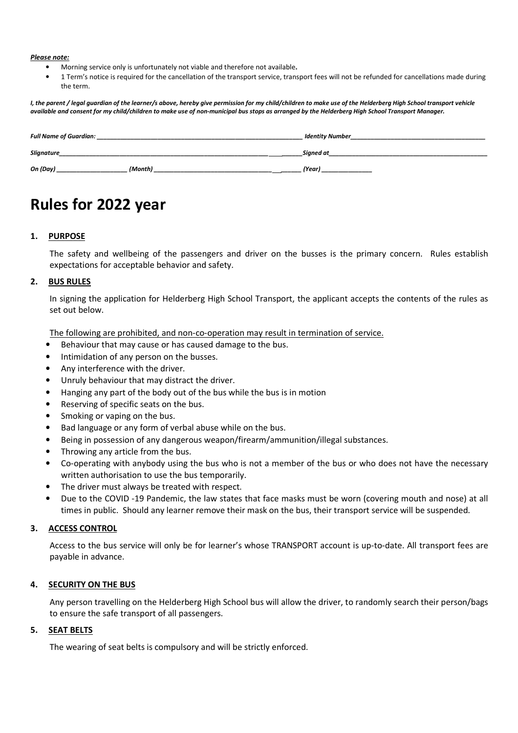***Please note:***

- Morning service only is unfortunately not viable and therefore not available**.**
- 1 Term's notice is required for the cancellation of the transport service, transport fees will not be refunded for cancellations made during the term.

***I, the parent / legal guardian of the learner/s above, hereby give permission for my child/children to make use of the Helderberg High School transport vehicle available and consent for my child/children to make use of non-municipal bus stops as arranged by the Helderberg High School Transport Manager.***

***Full Name of Guardian:*** ________________________________________________________ ***Identity Number***____________________________________

***Slignature***________________________________________________________________ ***Signed at***__________________________________________

***On (Day)*** ____________________ ***(Month)*** ________________________________________ ***(Year)*** ______________

# Rules for 2022 year

## 1. PURPOSE

The safety and wellbeing of the passengers and driver on the busses is the primary concern. Rules establish expectations for acceptable behavior and safety.

## 2. BUS RULES

In signing the application for Helderberg High School Transport, the applicant accepts the contents of the rules as set out below.

The following are prohibited, and non-co-operation may result in termination of service.

- Behaviour that may cause or has caused damage to the bus.
- Intimidation of any person on the busses.
- Any interference with the driver.
- Unruly behaviour that may distract the driver.
- Hanging any part of the body out of the bus while the bus is in motion
- Reserving of specific seats on the bus.
- Smoking or vaping on the bus.
- Bad language or any form of verbal abuse while on the bus.
- Being in possession of any dangerous weapon/firearm/ammunition/illegal substances.
- Throwing any article from the bus.
- Co-operating with anybody using the bus who is not a member of the bus or who does not have the necessary written authorisation to use the bus temporarily.
- The driver must always be treated with respect.
- Due to the COVID -19 Pandemic, the law states that face masks must be worn (covering mouth and nose) at all times in public. Should any learner remove their mask on the bus, their transport service will be suspended.

## 3. ACCESS CONTROL

Access to the bus service will only be for learner's whose TRANSPORT account is up-to-date. All transport fees are payable in advance.

## 4. SECURITY ON THE BUS

Any person travelling on the Helderberg High School bus will allow the driver, to randomly search their person/bags to ensure the safe transport of all passengers.

## 5. SEAT BELTS

The wearing of seat belts is compulsory and will be strictly enforced.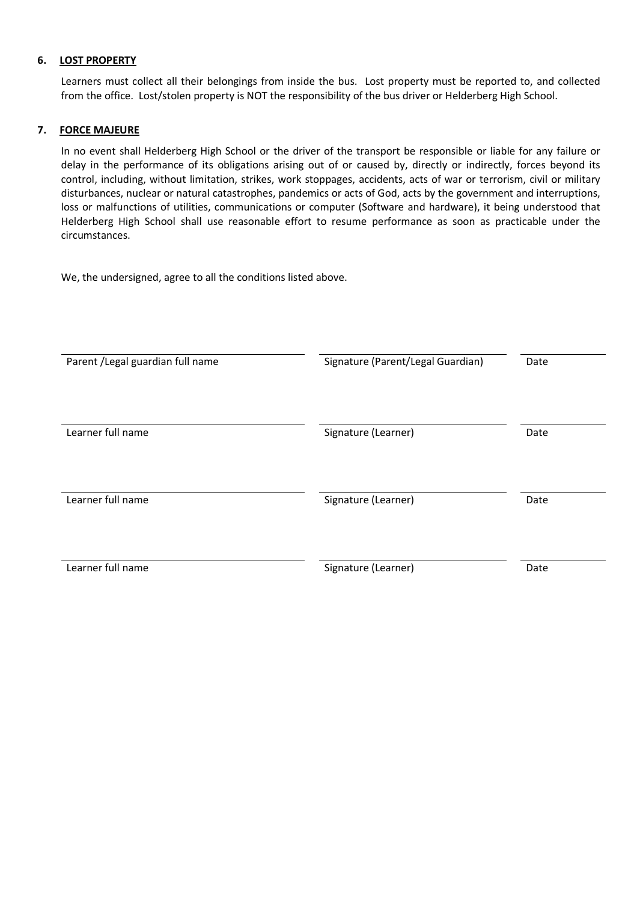## 6. LOST PROPERTY

Learners must collect all their belongings from inside the bus. Lost property must be reported to, and collected from the office. Lost/stolen property is NOT the responsibility of the bus driver or Helderberg High School.

## 7. FORCE MAJEURE

In no event shall Helderberg High School or the driver of the transport be responsible or liable for any failure or delay in the performance of its obligations arising out of or caused by, directly or indirectly, forces beyond its control, including, without limitation, strikes, work stoppages, accidents, acts of war or terrorism, civil or military disturbances, nuclear or natural catastrophes, pandemics or acts of God, acts by the government and interruptions, loss or malfunctions of utilities, communications or computer (Software and hardware), it being understood that Helderberg High School shall use reasonable effort to resume performance as soon as practicable under the circumstances.

We, the undersigned, agree to all the conditions listed above.

| | | |
|---|---|---|
| Parent /Legal guardian full name | Signature (Parent/Legal Guardian) | Date |
| Learner full name | Signature (Learner) | Date |
| Learner full name | Signature (Learner) | Date |
| Learner full name | Signature (Learner) | Date |